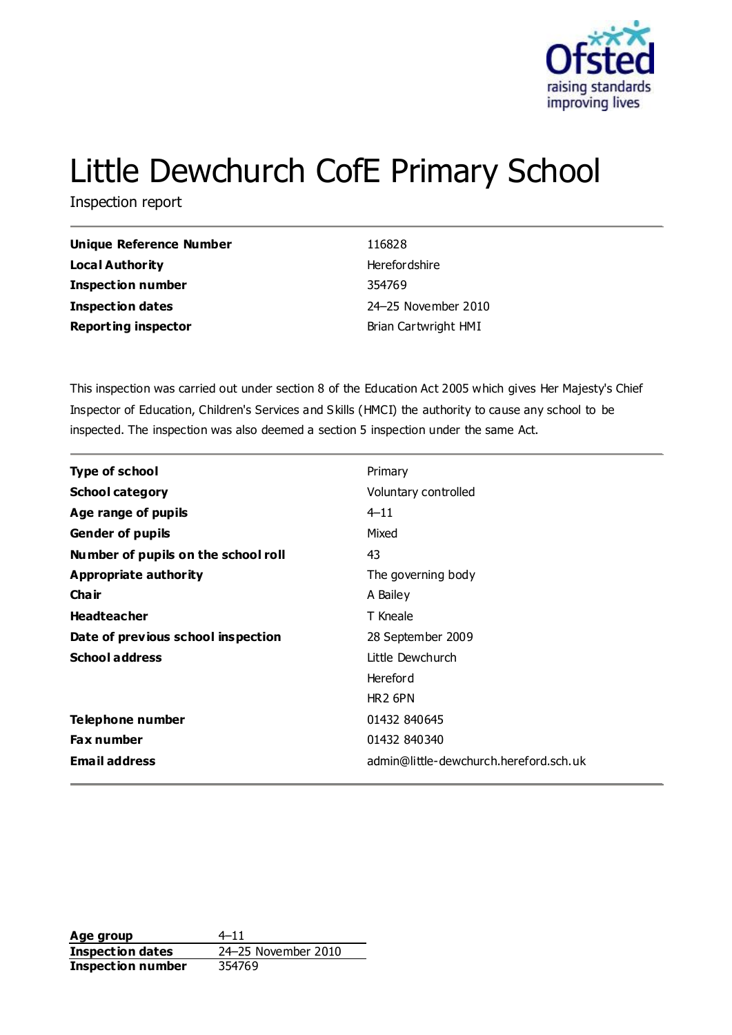# Little Dewchurch CofE Primary School

Inspection report

| | |
|---|---|
| **Unique Reference Number** | 116828 |
| **Local Authority** | Herefordshire |
| **Inspection number** | 354769 |
| **Inspection dates** | 24–25 November 2010 |
| **Reporting inspector** | Brian Cartwright HMI |

This inspection was carried out under section 8 of the Education Act 2005 which gives Her Majesty's Chief Inspector of Education, Children's Services and Skills (HMCI) the authority to cause any school to be inspected. The inspection was also deemed a section 5 inspection under the same Act.

| | |
|---|---|
| **Type of school** | Primary |
| **School category** | Voluntary controlled |
| **Age range of pupils** | 4–11 |
| **Gender of pupils** | Mixed |
| **Number of pupils on the school roll** | 43 |
| **Appropriate authority** | The governing body |
| **Chair** | A Bailey |
| **Headteacher** | T Kneale |
| **Date of previous school inspection** | 28 September 2009 |
| **School address** | Little Dewchurch<br>Hereford<br>HR2 6PN |
| **Telephone number** | 01432 840645 |
| **Fax number** | 01432 840340 |
| **Email address** | admin@little-dewchurch.hereford.sch.uk |

| | |
|---|---|
| **Age group** | 4–11 |
| **Inspection dates** | 24–25 November 2010 |
| **Inspection number** | 354769 |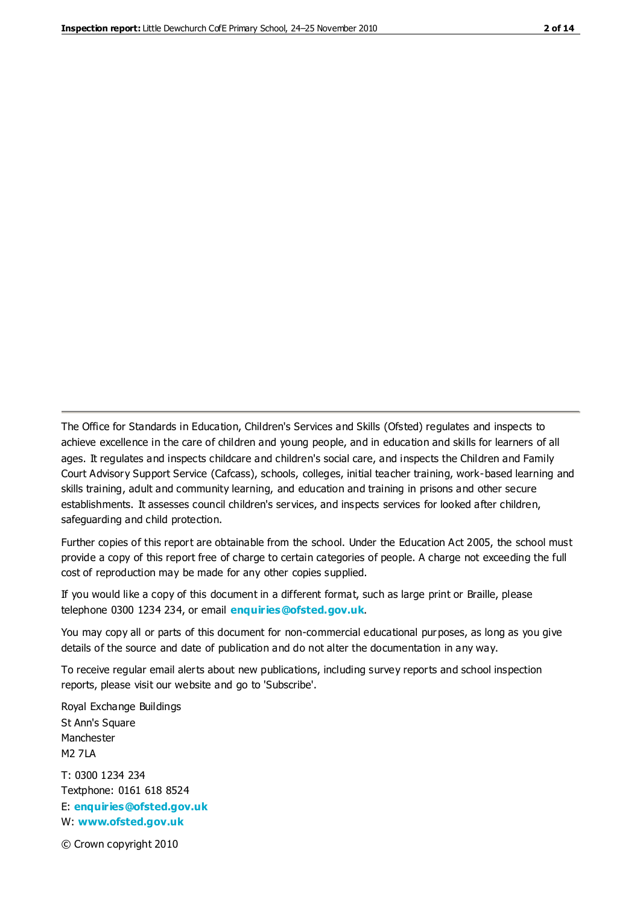The Office for Standards in Education, Children's Services and Skills (Ofsted) regulates and inspects to achieve excellence in the care of children and young people, and in education and skills for learners of all ages. It regulates and inspects childcare and children's social care, and inspects the Children and Family Court Advisory Support Service (Cafcass), schools, colleges, initial teacher training, work-based learning and skills training, adult and community learning, and education and training in prisons and other secure establishments. It assesses council children's services, and inspects services for looked after children, safeguarding and child protection.

Further copies of this report are obtainable from the school. Under the Education Act 2005, the school must provide a copy of this report free of charge to certain categories of people. A charge not exceeding the full cost of reproduction may be made for any other copies supplied.

If you would like a copy of this document in a different format, such as large print or Braille, please telephone 0300 1234 234, or email **enquiries@ofsted.gov.uk**.

You may copy all or parts of this document for non-commercial educational purposes, as long as you give details of the source and date of publication and do not alter the documentation in any way.

To receive regular email alerts about new publications, including survey reports and school inspection reports, please visit our website and go to 'Subscribe'.

Royal Exchange Buildings
St Ann's Square
Manchester
M2 7LA

T: 0300 1234 234
Textphone: 0161 618 8524
E: **enquiries@ofsted.gov.uk**
W: **www.ofsted.gov.uk**

© Crown copyright 2010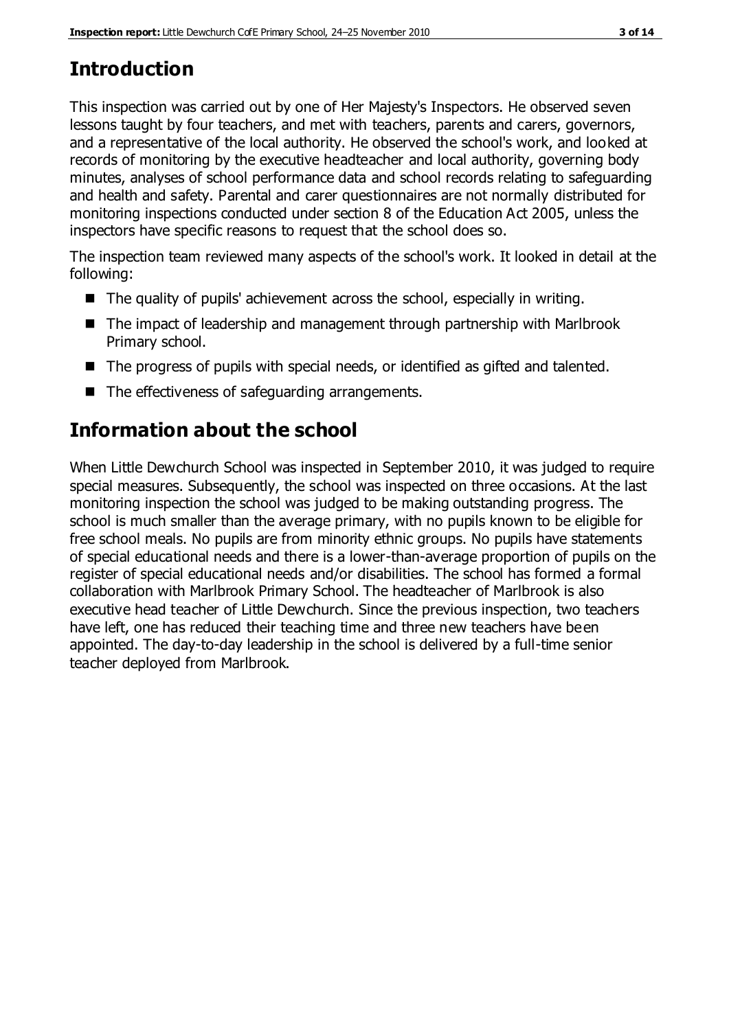# Introduction

This inspection was carried out by one of Her Majesty's Inspectors. He observed seven lessons taught by four teachers, and met with teachers, parents and carers, governors, and a representative of the local authority. He observed the school's work, and looked at records of monitoring by the executive headteacher and local authority, governing body minutes, analyses of school performance data and school records relating to safeguarding and health and safety. Parental and carer questionnaires are not normally distributed for monitoring inspections conducted under section 8 of the Education Act 2005, unless the inspectors have specific reasons to request that the school does so.

The inspection team reviewed many aspects of the school's work. It looked in detail at the following:

- The quality of pupils' achievement across the school, especially in writing.
- The impact of leadership and management through partnership with Marlbrook Primary school.
- The progress of pupils with special needs, or identified as gifted and talented.
- The effectiveness of safeguarding arrangements.

# Information about the school

When Little Dewchurch School was inspected in September 2010, it was judged to require special measures. Subsequently, the school was inspected on three occasions. At the last monitoring inspection the school was judged to be making outstanding progress. The school is much smaller than the average primary, with no pupils known to be eligible for free school meals. No pupils are from minority ethnic groups. No pupils have statements of special educational needs and there is a lower-than-average proportion of pupils on the register of special educational needs and/or disabilities. The school has formed a formal collaboration with Marlbrook Primary School. The headteacher of Marlbrook is also executive head teacher of Little Dewchurch. Since the previous inspection, two teachers have left, one has reduced their teaching time and three new teachers have been appointed. The day-to-day leadership in the school is delivered by a full-time senior teacher deployed from Marlbrook.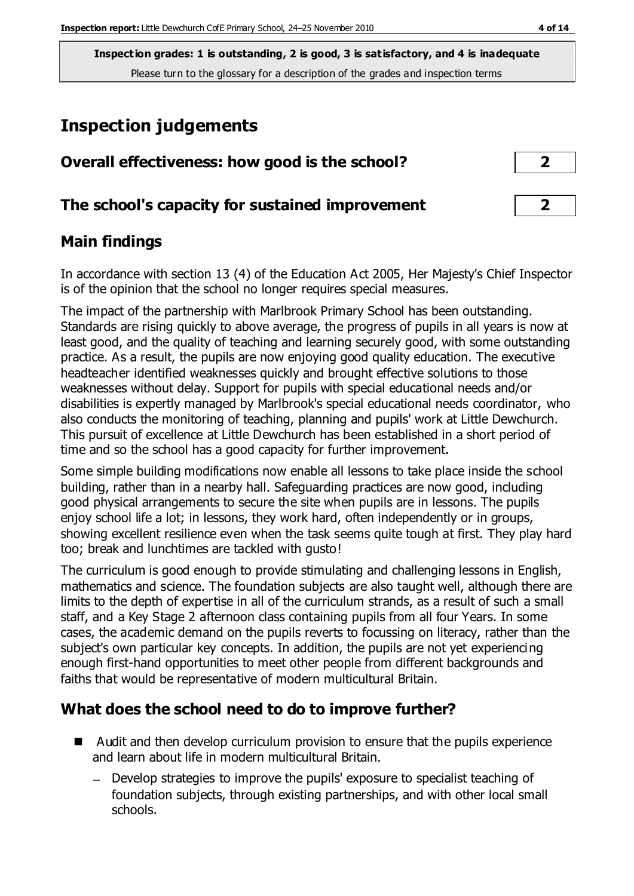**Inspection grades: 1 is outstanding, 2 is good, 3 is satisfactory, and 4 is inadequate**
Please turn to the glossary for a description of the grades and inspection terms

# Inspection judgements

| Overall effectiveness: how good is the school? | 2 |
|---|---|
| **The school's capacity for sustained improvement** | **2** |

## Main findings

In accordance with section 13 (4) of the Education Act 2005, Her Majesty's Chief Inspector is of the opinion that the school no longer requires special measures.

The impact of the partnership with Marlbrook Primary School has been outstanding. Standards are rising quickly to above average, the progress of pupils in all years is now at least good, and the quality of teaching and learning securely good, with some outstanding practice. As a result, the pupils are now enjoying good quality education. The executive headteacher identified weaknesses quickly and brought effective solutions to those weaknesses without delay. Support for pupils with special educational needs and/or disabilities is expertly managed by Marlbrook's special educational needs coordinator, who also conducts the monitoring of teaching, planning and pupils' work at Little Dewchurch. This pursuit of excellence at Little Dewchurch has been established in a short period of time and so the school has a good capacity for further improvement.

Some simple building modifications now enable all lessons to take place inside the school building, rather than in a nearby hall. Safeguarding practices are now good, including good physical arrangements to secure the site when pupils are in lessons. The pupils enjoy school life a lot; in lessons, they work hard, often independently or in groups, showing excellent resilience even when the task seems quite tough at first. They play hard too; break and lunchtimes are tackled with gusto!

The curriculum is good enough to provide stimulating and challenging lessons in English, mathematics and science. The foundation subjects are also taught well, although there are limits to the depth of expertise in all of the curriculum strands, as a result of such a small staff, and a Key Stage 2 afternoon class containing pupils from all four Years. In some cases, the academic demand on the pupils reverts to focussing on literacy, rather than the subject's own particular key concepts. In addition, the pupils are not yet experiencing enough first-hand opportunities to meet other people from different backgrounds and faiths that would be representative of modern multicultural Britain.

## What does the school need to do to improve further?

- Audit and then develop curriculum provision to ensure that the pupils experience and learn about life in modern multicultural Britain.
  - Develop strategies to improve the pupils' exposure to specialist teaching of foundation subjects, through existing partnerships, and with other local small schools.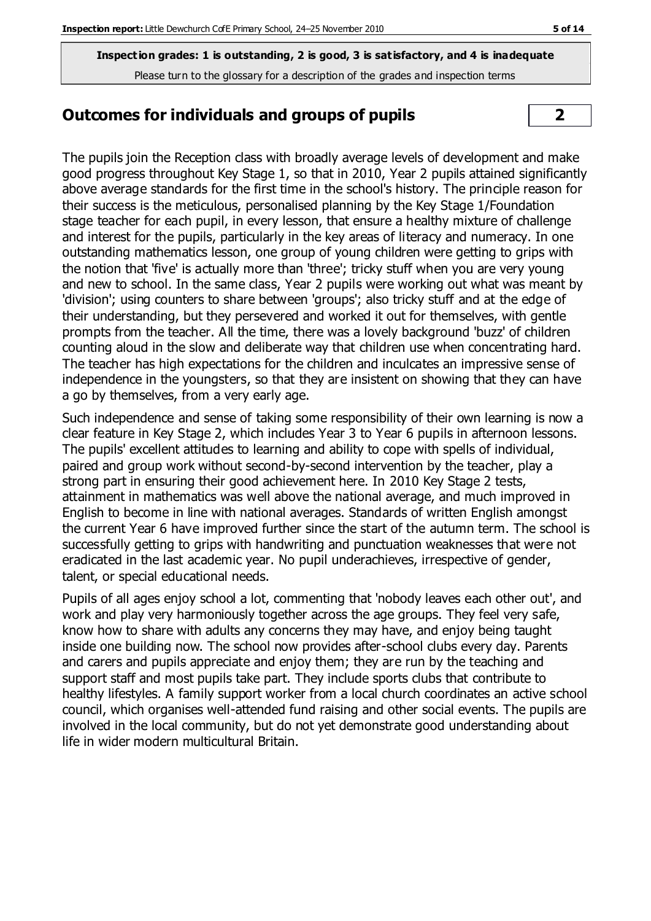**Inspection grades: 1 is outstanding, 2 is good, 3 is satisfactory, and 4 is inadequate**
Please turn to the glossary for a description of the grades and inspection terms

## Outcomes for individuals and groups of pupils **2**

The pupils join the Reception class with broadly average levels of development and make good progress throughout Key Stage 1, so that in 2010, Year 2 pupils attained significantly above average standards for the first time in the school's history. The principle reason for their success is the meticulous, personalised planning by the Key Stage 1/Foundation stage teacher for each pupil, in every lesson, that ensure a healthy mixture of challenge and interest for the pupils, particularly in the key areas of literacy and numeracy. In one outstanding mathematics lesson, one group of young children were getting to grips with the notion that 'five' is actually more than 'three'; tricky stuff when you are very young and new to school. In the same class, Year 2 pupils were working out what was meant by 'division'; using counters to share between 'groups'; also tricky stuff and at the edge of their understanding, but they persevered and worked it out for themselves, with gentle prompts from the teacher. All the time, there was a lovely background 'buzz' of children counting aloud in the slow and deliberate way that children use when concentrating hard. The teacher has high expectations for the children and inculcates an impressive sense of independence in the youngsters, so that they are insistent on showing that they can have a go by themselves, from a very early age.

Such independence and sense of taking some responsibility of their own learning is now a clear feature in Key Stage 2, which includes Year 3 to Year 6 pupils in afternoon lessons. The pupils' excellent attitudes to learning and ability to cope with spells of individual, paired and group work without second-by-second intervention by the teacher, play a strong part in ensuring their good achievement here. In 2010 Key Stage 2 tests, attainment in mathematics was well above the national average, and much improved in English to become in line with national averages. Standards of written English amongst the current Year 6 have improved further since the start of the autumn term. The school is successfully getting to grips with handwriting and punctuation weaknesses that were not eradicated in the last academic year. No pupil underachieves, irrespective of gender, talent, or special educational needs.

Pupils of all ages enjoy school a lot, commenting that 'nobody leaves each other out', and work and play very harmoniously together across the age groups. They feel very safe, know how to share with adults any concerns they may have, and enjoy being taught inside one building now. The school now provides after-school clubs every day. Parents and carers and pupils appreciate and enjoy them; they are run by the teaching and support staff and most pupils take part. They include sports clubs that contribute to healthy lifestyles. A family support worker from a local church coordinates an active school council, which organises well-attended fund raising and other social events. The pupils are involved in the local community, but do not yet demonstrate good understanding about life in wider modern multicultural Britain.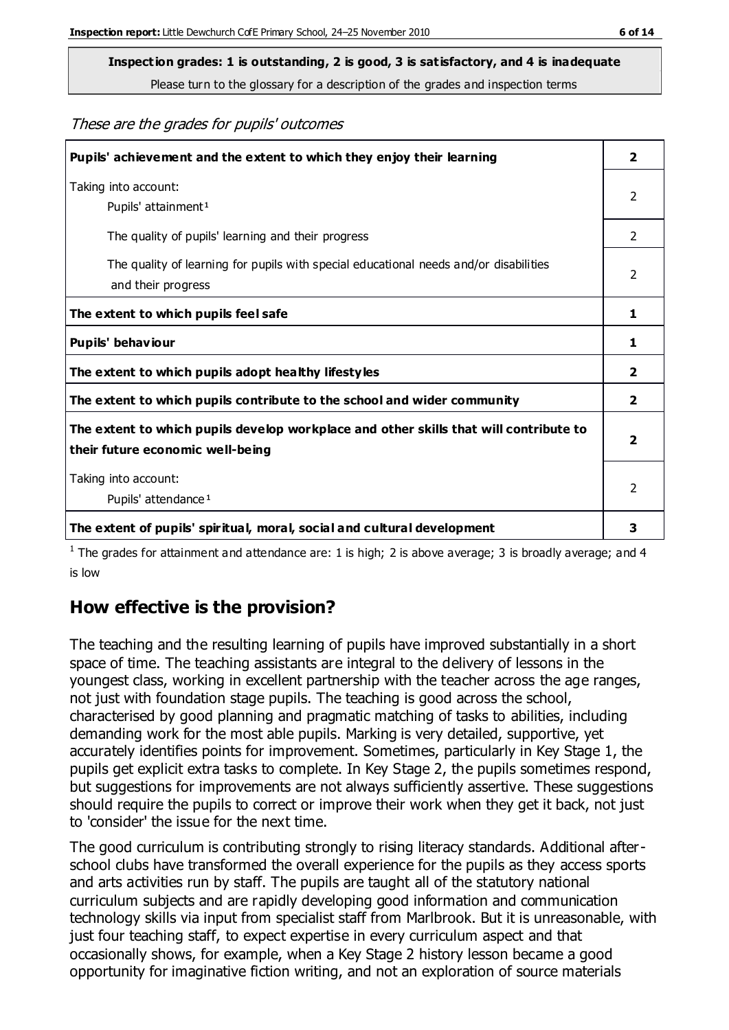**Inspection grades: 1 is outstanding, 2 is good, 3 is satisfactory, and 4 is inadequate**

Please turn to the glossary for a description of the grades and inspection terms

*These are the grades for pupils' outcomes*

| | |
|---|---|
| **Pupils' achievement and the extent to which they enjoy their learning** | **2** |
| Taking into account:<br>Pupils' attainment[1] | 2 |
| The quality of pupils' learning and their progress | 2 |
| The quality of learning for pupils with special educational needs and/or disabilities and their progress | 2 |
| **The extent to which pupils feel safe** | **1** |
| **Pupils' behaviour** | **1** |
| **The extent to which pupils adopt healthy lifestyles** | **2** |
| **The extent to which pupils contribute to the school and wider community** | **2** |
| **The extent to which pupils develop workplace and other skills that will contribute to their future economic well-being** | **2** |
| Taking into account:<br>Pupils' attendance[1] | 2 |
| **The extent of pupils' spiritual, moral, social and cultural development** | **3** |

[1] The grades for attainment and attendance are: 1 is high; 2 is above average; 3 is broadly average; and 4 is low

## How effective is the provision?

The teaching and the resulting learning of pupils have improved substantially in a short space of time. The teaching assistants are integral to the delivery of lessons in the youngest class, working in excellent partnership with the teacher across the age ranges, not just with foundation stage pupils. The teaching is good across the school, characterised by good planning and pragmatic matching of tasks to abilities, including demanding work for the most able pupils. Marking is very detailed, supportive, yet accurately identifies points for improvement. Sometimes, particularly in Key Stage 1, the pupils get explicit extra tasks to complete. In Key Stage 2, the pupils sometimes respond, but suggestions for improvements are not always sufficiently assertive. These suggestions should require the pupils to correct or improve their work when they get it back, not just to 'consider' the issue for the next time.

The good curriculum is contributing strongly to rising literacy standards. Additional after-school clubs have transformed the overall experience for the pupils as they access sports and arts activities run by staff. The pupils are taught all of the statutory national curriculum subjects and are rapidly developing good information and communication technology skills via input from specialist staff from Marlbrook. But it is unreasonable, with just four teaching staff, to expect expertise in every curriculum aspect and that occasionally shows, for example, when a Key Stage 2 history lesson became a good opportunity for imaginative fiction writing, and not an exploration of source materials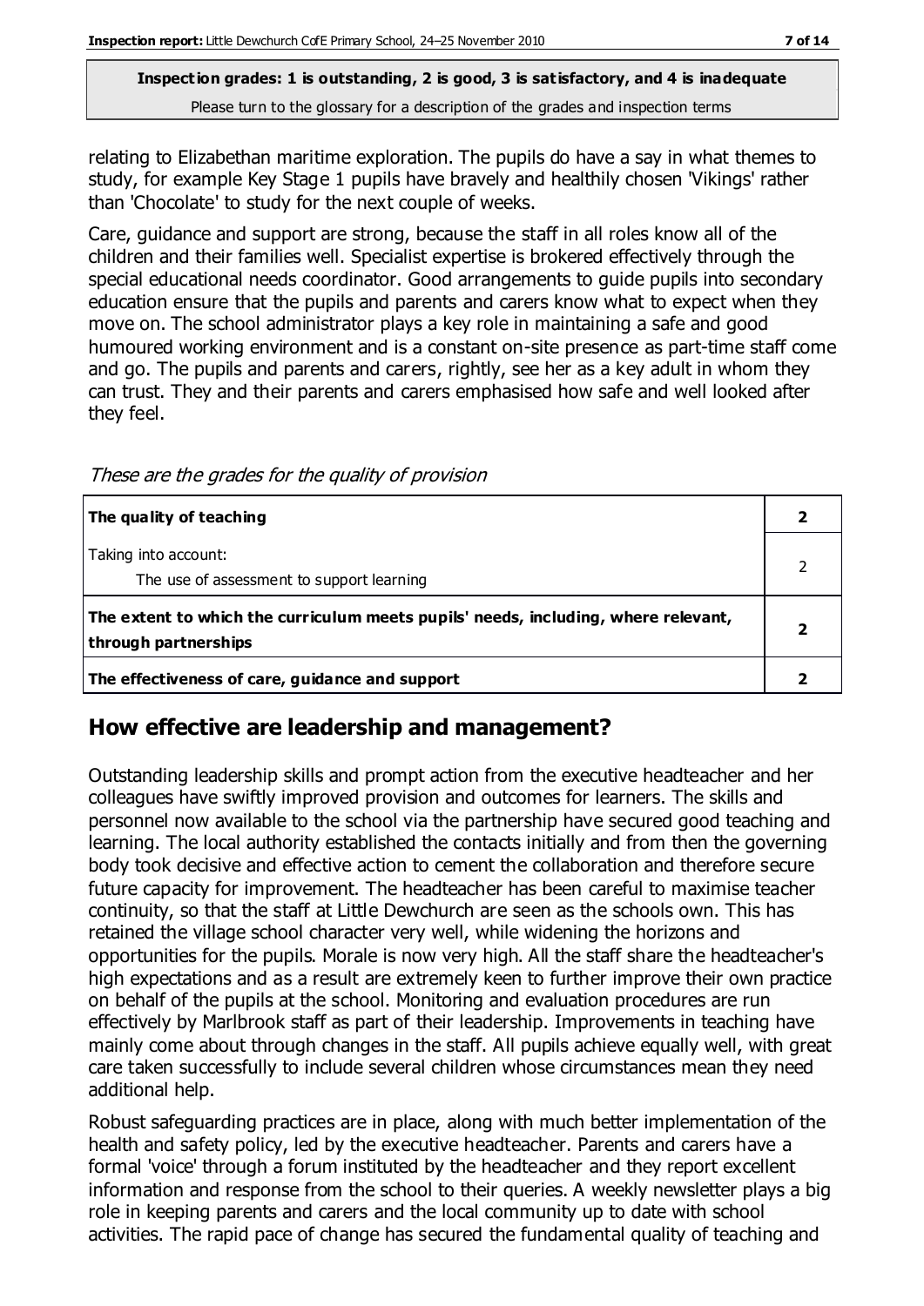relating to Elizabethan maritime exploration. The pupils do have a say in what themes to study, for example Key Stage 1 pupils have bravely and healthily chosen 'Vikings' rather than 'Chocolate' to study for the next couple of weeks.

Care, guidance and support are strong, because the staff in all roles know all of the children and their families well. Specialist expertise is brokered effectively through the special educational needs coordinator. Good arrangements to guide pupils into secondary education ensure that the pupils and parents and carers know what to expect when they move on. The school administrator plays a key role in maintaining a safe and good humoured working environment and is a constant on-site presence as part-time staff come and go. The pupils and parents and carers, rightly, see her as a key adult in whom they can trust. They and their parents and carers emphasised how safe and well looked after they feel.

*These are the grades for the quality of provision*

| | |
|---|---|
| **The quality of teaching** | **2** |
| Taking into account:<br>The use of assessment to support learning | 2 |
| **The extent to which the curriculum meets pupils' needs, including, where relevant, through partnerships** | **2** |
| **The effectiveness of care, guidance and support** | **2** |

## How effective are leadership and management?

Outstanding leadership skills and prompt action from the executive headteacher and her colleagues have swiftly improved provision and outcomes for learners. The skills and personnel now available to the school via the partnership have secured good teaching and learning. The local authority established the contacts initially and from then the governing body took decisive and effective action to cement the collaboration and therefore secure future capacity for improvement. The headteacher has been careful to maximise teacher continuity, so that the staff at Little Dewchurch are seen as the schools own. This has retained the village school character very well, while widening the horizons and opportunities for the pupils. Morale is now very high. All the staff share the headteacher's high expectations and as a result are extremely keen to further improve their own practice on behalf of the pupils at the school. Monitoring and evaluation procedures are run effectively by Marlbrook staff as part of their leadership. Improvements in teaching have mainly come about through changes in the staff. All pupils achieve equally well, with great care taken successfully to include several children whose circumstances mean they need additional help.

Robust safeguarding practices are in place, along with much better implementation of the health and safety policy, led by the executive headteacher. Parents and carers have a formal 'voice' through a forum instituted by the headteacher and they report excellent information and response from the school to their queries. A weekly newsletter plays a big role in keeping parents and carers and the local community up to date with school activities. The rapid pace of change has secured the fundamental quality of teaching and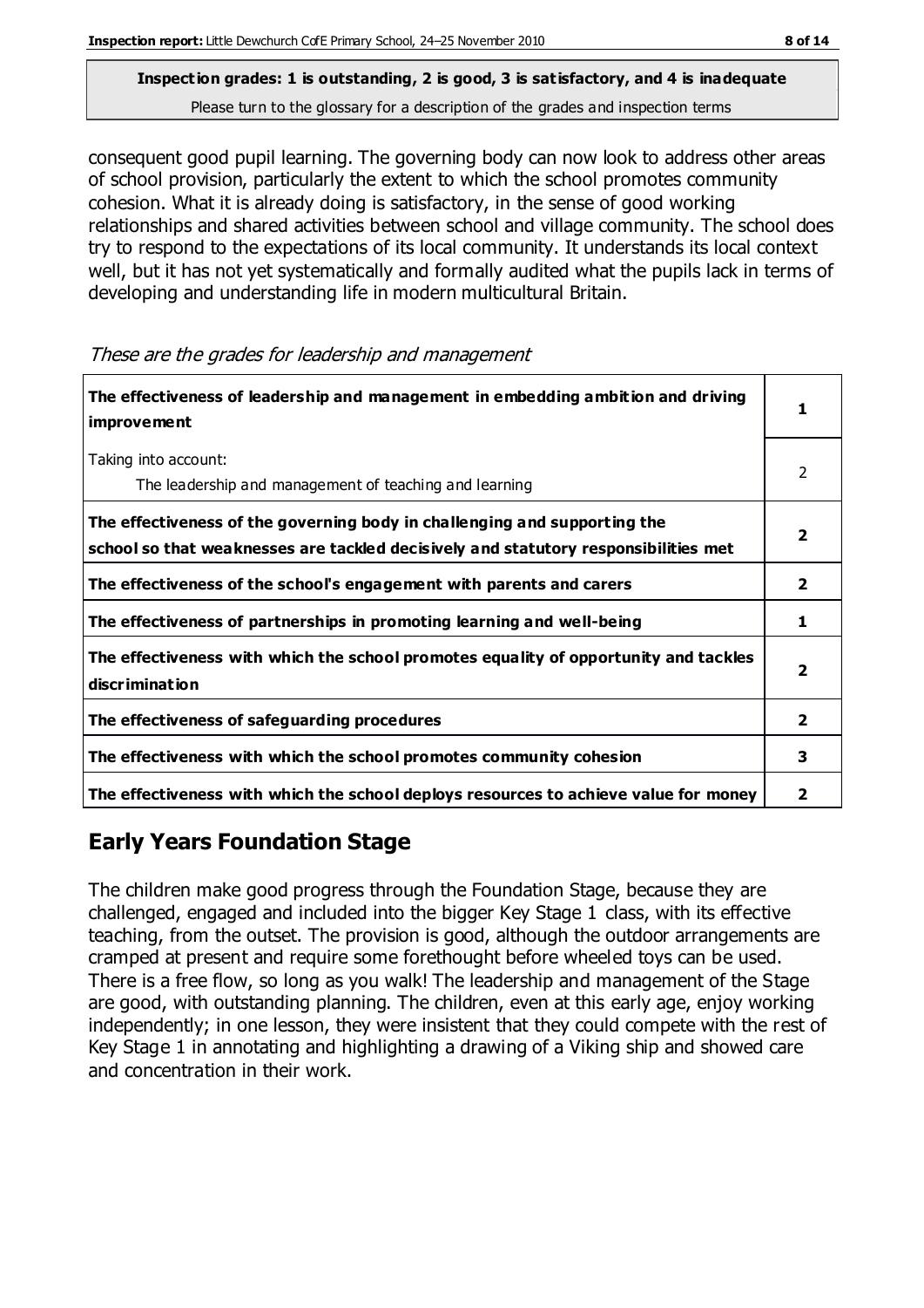**Inspection grades: 1 is outstanding, 2 is good, 3 is satisfactory, and 4 is inadequate**

Please turn to the glossary for a description of the grades and inspection terms

consequent good pupil learning. The governing body can now look to address other areas of school provision, particularly the extent to which the school promotes community cohesion. What it is already doing is satisfactory, in the sense of good working relationships and shared activities between school and village community. The school does try to respond to the expectations of its local community. It understands its local context well, but it has not yet systematically and formally audited what the pupils lack in terms of developing and understanding life in modern multicultural Britain.

*These are the grades for leadership and management*

| | |
|---|---|
| **The effectiveness of leadership and management in embedding ambition and driving improvement** | **1** |
| Taking into account:<br>The leadership and management of teaching and learning | 2 |
| **The effectiveness of the governing body in challenging and supporting the school so that weaknesses are tackled decisively and statutory responsibilities met** | **2** |
| **The effectiveness of the school's engagement with parents and carers** | **2** |
| **The effectiveness of partnerships in promoting learning and well-being** | **1** |
| **The effectiveness with which the school promotes equality of opportunity and tackles discrimination** | **2** |
| **The effectiveness of safeguarding procedures** | **2** |
| **The effectiveness with which the school promotes community cohesion** | **3** |
| **The effectiveness with which the school deploys resources to achieve value for money** | **2** |

## Early Years Foundation Stage

The children make good progress through the Foundation Stage, because they are challenged, engaged and included into the bigger Key Stage 1 class, with its effective teaching, from the outset. The provision is good, although the outdoor arrangements are cramped at present and require some forethought before wheeled toys can be used. There is a free flow, so long as you walk! The leadership and management of the Stage are good, with outstanding planning. The children, even at this early age, enjoy working independently; in one lesson, they were insistent that they could compete with the rest of Key Stage 1 in annotating and highlighting a drawing of a Viking ship and showed care and concentration in their work.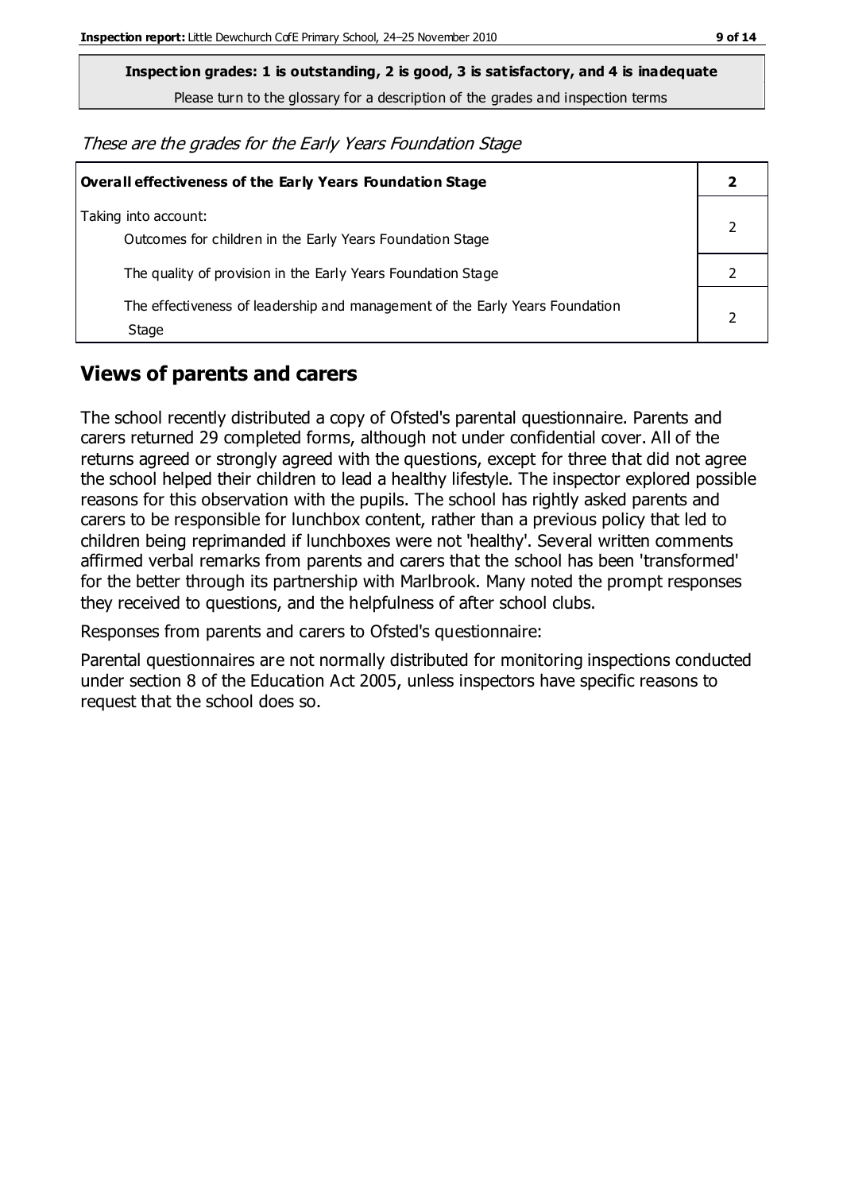**Inspection grades: 1 is outstanding, 2 is good, 3 is satisfactory, and 4 is inadequate**

Please turn to the glossary for a description of the grades and inspection terms

*These are the grades for the Early Years Foundation Stage*

| **Overall effectiveness of the Early Years Foundation Stage** | **2** |
|---|---|
| Taking into account:<br>Outcomes for children in the Early Years Foundation Stage | 2 |
| The quality of provision in the Early Years Foundation Stage | 2 |
| The effectiveness of leadership and management of the Early Years Foundation Stage | 2 |

## Views of parents and carers

The school recently distributed a copy of Ofsted's parental questionnaire. Parents and carers returned 29 completed forms, although not under confidential cover. All of the returns agreed or strongly agreed with the questions, except for three that did not agree the school helped their children to lead a healthy lifestyle. The inspector explored possible reasons for this observation with the pupils. The school has rightly asked parents and carers to be responsible for lunchbox content, rather than a previous policy that led to children being reprimanded if lunchboxes were not 'healthy'. Several written comments affirmed verbal remarks from parents and carers that the school has been 'transformed' for the better through its partnership with Marlbrook. Many noted the prompt responses they received to questions, and the helpfulness of after school clubs.

Responses from parents and carers to Ofsted's questionnaire:

Parental questionnaires are not normally distributed for monitoring inspections conducted under section 8 of the Education Act 2005, unless inspectors have specific reasons to request that the school does so.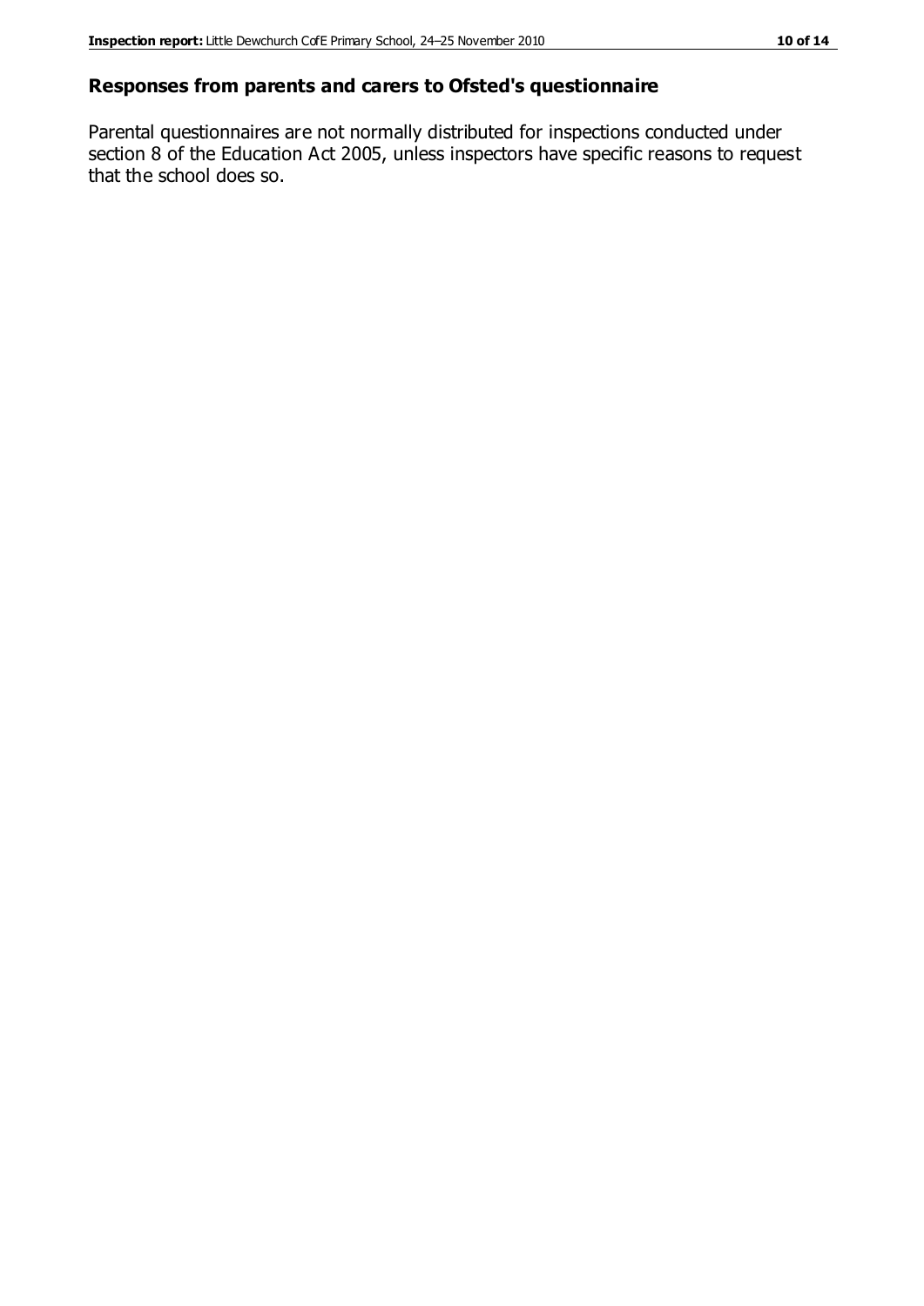## Responses from parents and carers to Ofsted's questionnaire

Parental questionnaires are not normally distributed for inspections conducted under section 8 of the Education Act 2005, unless inspectors have specific reasons to request that the school does so.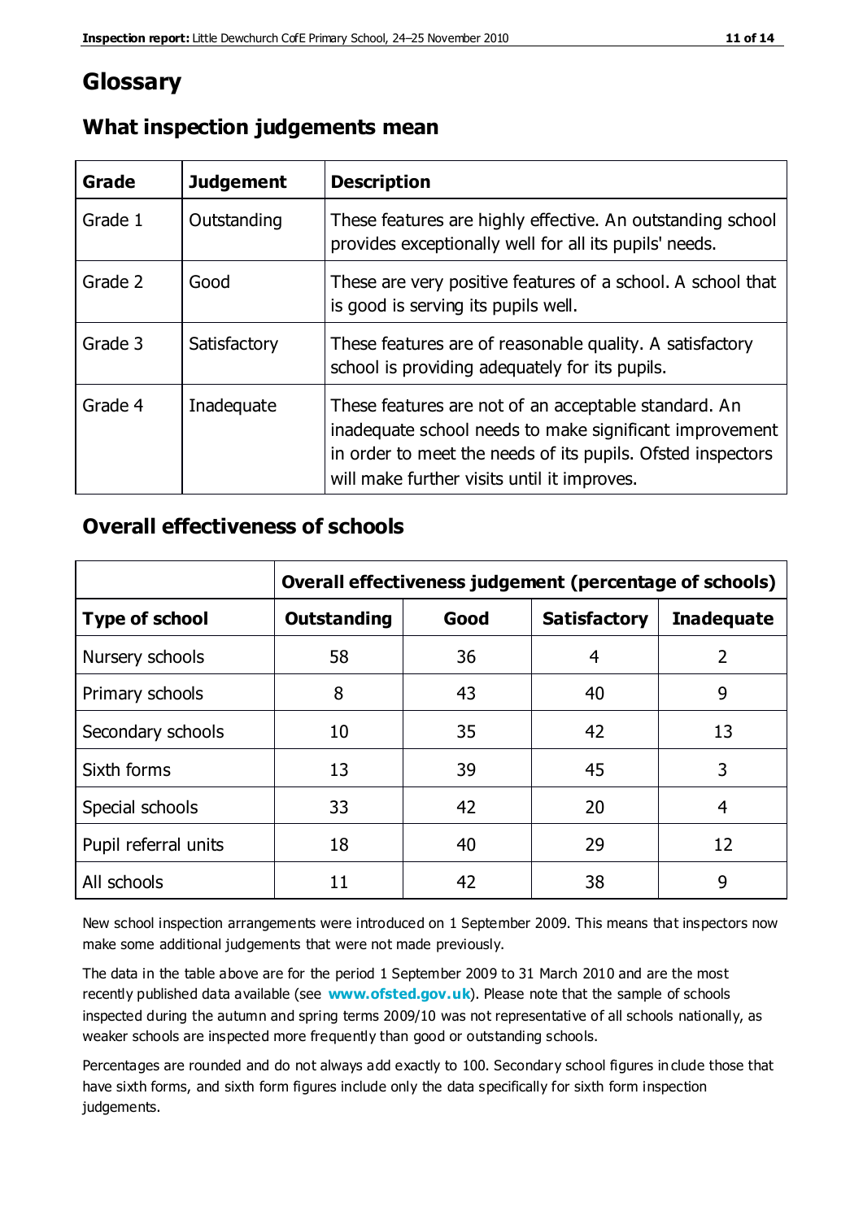# Glossary

## What inspection judgements mean

| Grade | Judgement | Description |
|---|---|---|
| Grade 1 | Outstanding | These features are highly effective. An outstanding school provides exceptionally well for all its pupils' needs. |
| Grade 2 | Good | These are very positive features of a school. A school that is good is serving its pupils well. |
| Grade 3 | Satisfactory | These features are of reasonable quality. A satisfactory school is providing adequately for its pupils. |
| Grade 4 | Inadequate | These features are not of an acceptable standard. An inadequate school needs to make significant improvement in order to meet the needs of its pupils. Ofsted inspectors will make further visits until it improves. |

## Overall effectiveness of schools

| | Overall effectiveness judgement (percentage of schools) | | | |
|---|---|---|---|---|
| **Type of school** | **Outstanding** | **Good** | **Satisfactory** | **Inadequate** |
| Nursery schools | 58 | 36 | 4 | 2 |
| Primary schools | 8 | 43 | 40 | 9 |
| Secondary schools | 10 | 35 | 42 | 13 |
| Sixth forms | 13 | 39 | 45 | 3 |
| Special schools | 33 | 42 | 20 | 4 |
| Pupil referral units | 18 | 40 | 29 | 12 |
| All schools | 11 | 42 | 38 | 9 |

New school inspection arrangements were introduced on 1 September 2009. This means that inspectors now make some additional judgements that were not made previously.

The data in the table above are for the period 1 September 2009 to 31 March 2010 and are the most recently published data available (see **www.ofsted.gov.uk**). Please note that the sample of schools inspected during the autumn and spring terms 2009/10 was not representative of all schools nationally, as weaker schools are inspected more frequently than good or outstanding schools.

Percentages are rounded and do not always add exactly to 100. Secondary school figures include those that have sixth forms, and sixth form figures include only the data specifically for sixth form inspection judgements.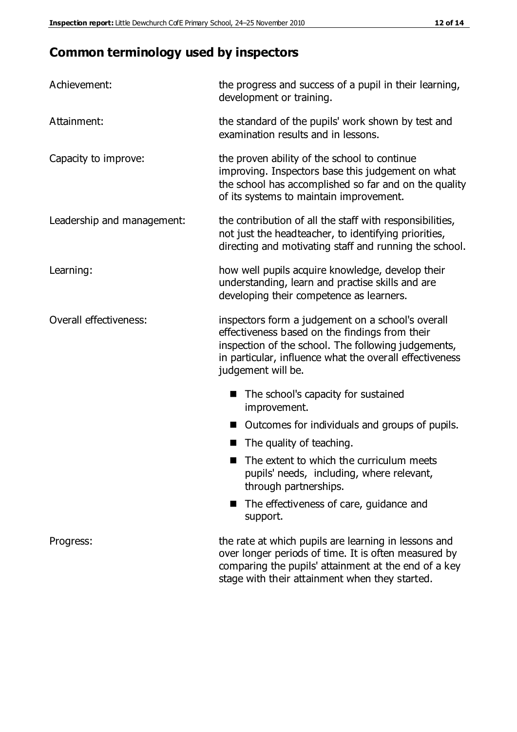## Common terminology used by inspectors

**Achievement:** the progress and success of a pupil in their learning, development or training.

**Attainment:** the standard of the pupils' work shown by test and examination results and in lessons.

**Capacity to improve:** the proven ability of the school to continue improving. Inspectors base this judgement on what the school has accomplished so far and on the quality of its systems to maintain improvement.

**Leadership and management:** the contribution of all the staff with responsibilities, not just the headteacher, to identifying priorities, directing and motivating staff and running the school.

**Learning:** how well pupils acquire knowledge, develop their understanding, learn and practise skills and are developing their competence as learners.

**Overall effectiveness:** inspectors form a judgement on a school's overall effectiveness based on the findings from their inspection of the school. The following judgements, in particular, influence what the overall effectiveness judgement will be.

- The school's capacity for sustained improvement.
- Outcomes for individuals and groups of pupils.
- The quality of teaching.
- The extent to which the curriculum meets pupils' needs, including, where relevant, through partnerships.
- The effectiveness of care, guidance and support.

**Progress:** the rate at which pupils are learning in lessons and over longer periods of time. It is often measured by comparing the pupils' attainment at the end of a key stage with their attainment when they started.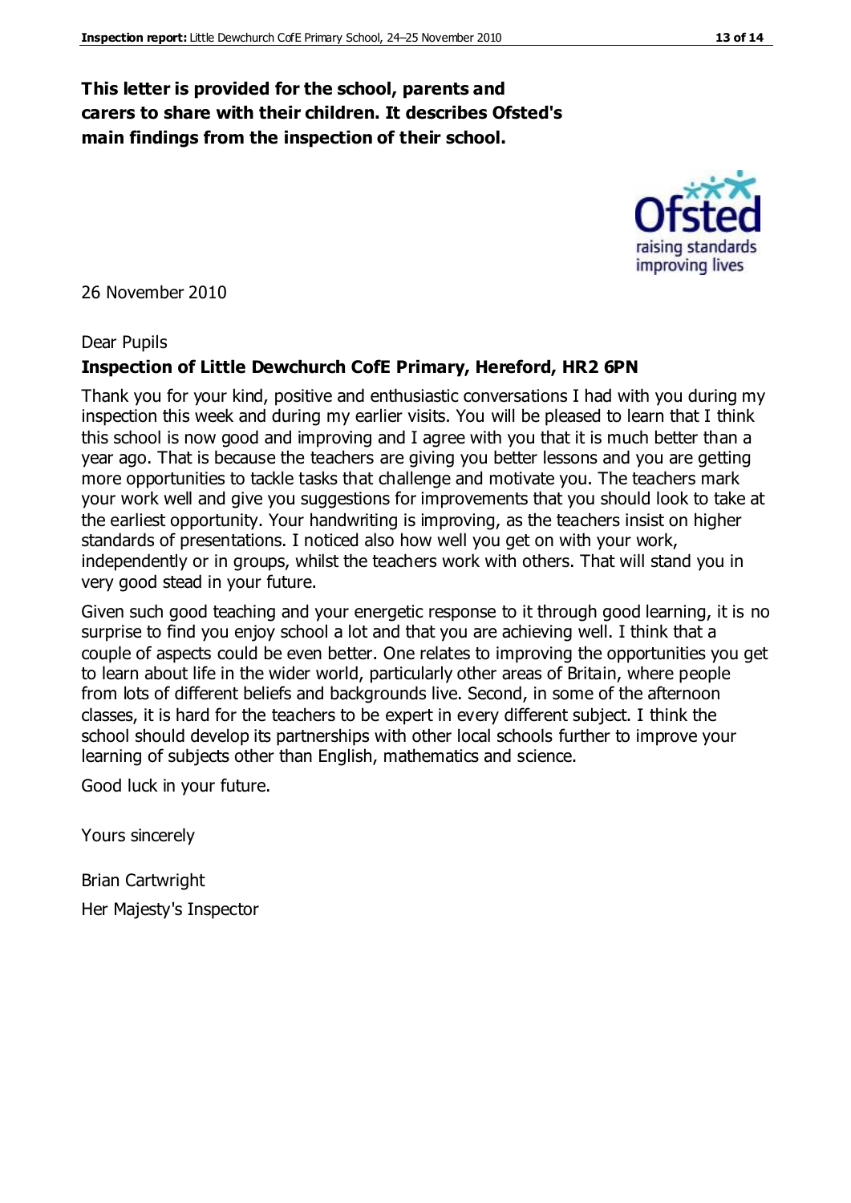**This letter is provided for the school, parents and carers to share with their children. It describes Ofsted's main findings from the inspection of their school.**

26 November 2010

Dear Pupils

**Inspection of Little Dewchurch CofE Primary, Hereford, HR2 6PN**

Thank you for your kind, positive and enthusiastic conversations I had with you during my inspection this week and during my earlier visits. You will be pleased to learn that I think this school is now good and improving and I agree with you that it is much better than a year ago. That is because the teachers are giving you better lessons and you are getting more opportunities to tackle tasks that challenge and motivate you. The teachers mark your work well and give you suggestions for improvements that you should look to take at the earliest opportunity. Your handwriting is improving, as the teachers insist on higher standards of presentations. I noticed also how well you get on with your work, independently or in groups, whilst the teachers work with others. That will stand you in very good stead in your future.

Given such good teaching and your energetic response to it through good learning, it is no surprise to find you enjoy school a lot and that you are achieving well. I think that a couple of aspects could be even better. One relates to improving the opportunities you get to learn about life in the wider world, particularly other areas of Britain, where people from lots of different beliefs and backgrounds live. Second, in some of the afternoon classes, it is hard for the teachers to be expert in every different subject. I think the school should develop its partnerships with other local schools further to improve your learning of subjects other than English, mathematics and science.

Good luck in your future.

Yours sincerely

Brian Cartwright

Her Majesty's Inspector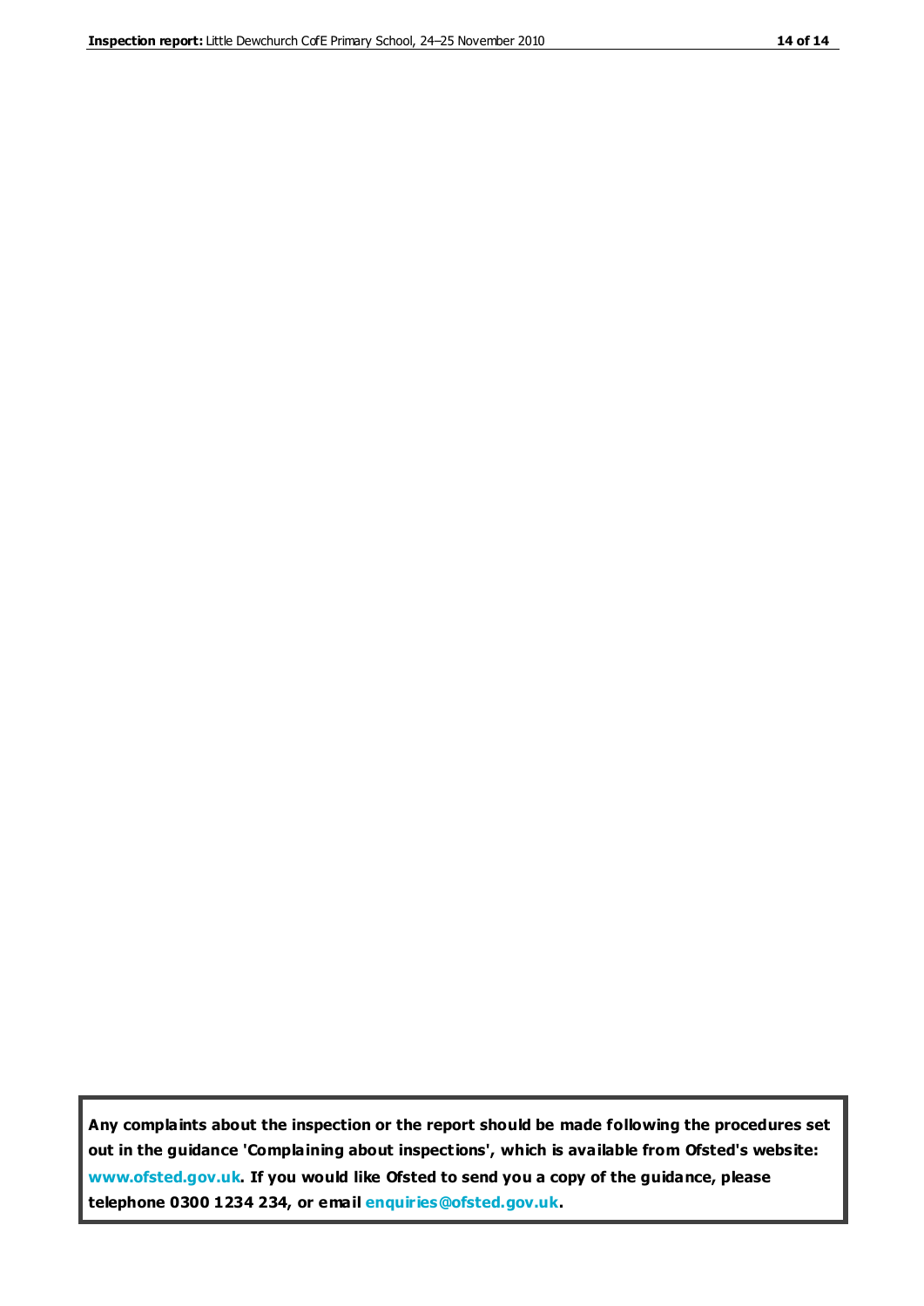**Any complaints about the inspection or the report should be made following the procedures set out in the guidance 'Complaining about inspections', which is available from Ofsted's website: www.ofsted.gov.uk. If you would like Ofsted to send you a copy of the guidance, please telephone 0300 1234 234, or email enquiries@ofsted.gov.uk.**